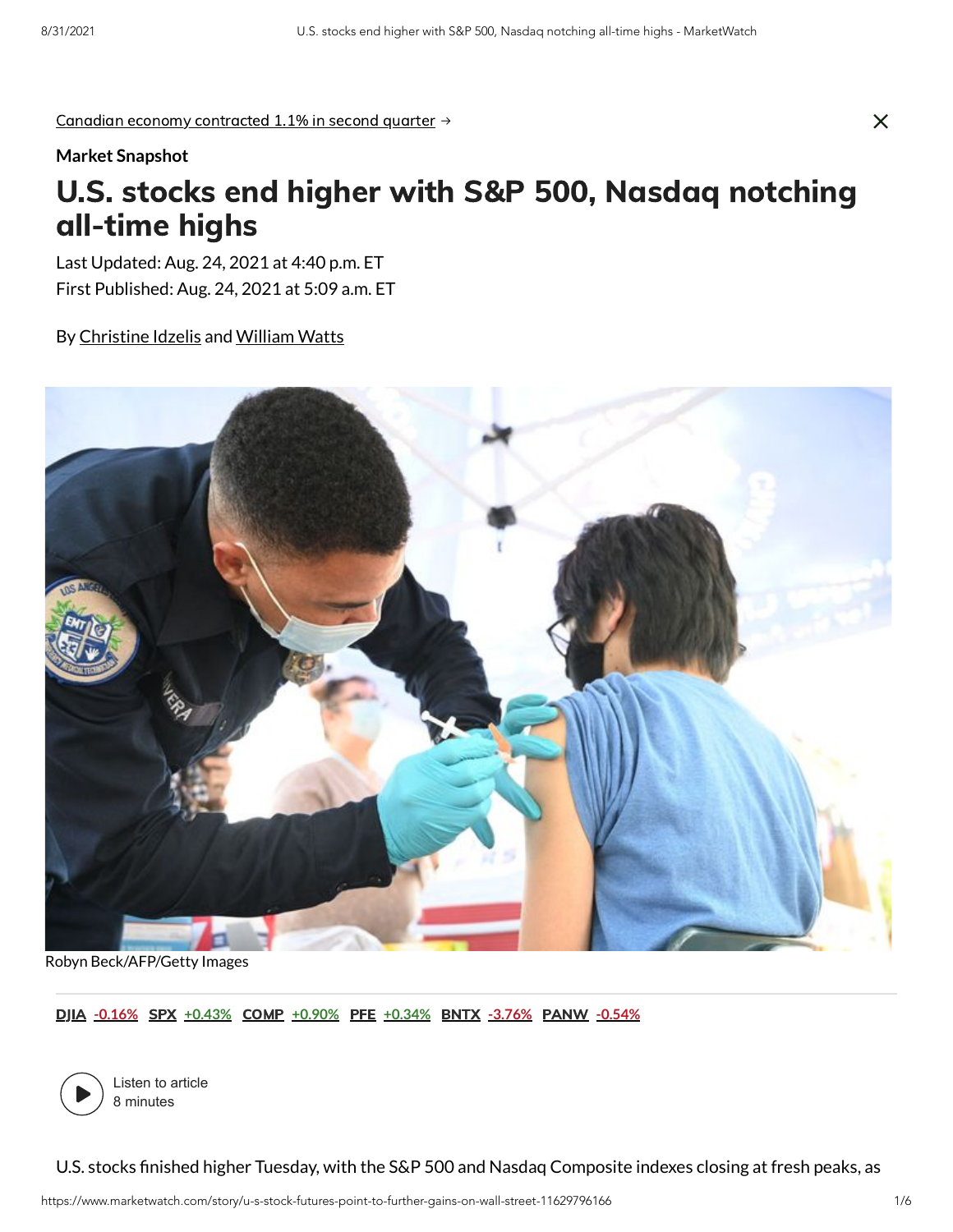Canadian economy contracted 1.1% in second quarter →

Market Snapshot

# U.S. stocks end higher with S&P 500, Nasdaq notching all-time highs

Last Updated: Aug. 24, 2021 at 4:40 p.m. ET
First Published: Aug. 24, 2021 at 5:09 a.m. ET

By Christine Idzelis and William Watts

Robyn Beck/AFP/Getty Images

DJIA -0.16% SPX +0.43% COMP +0.90% PFE +0.34% BNTX -3.76% PANW -0.54%

Listen to article
8 minutes

U.S. stocks finished higher Tuesday, with the S&P 500 and Nasdaq Composite indexes closing at fresh peaks, as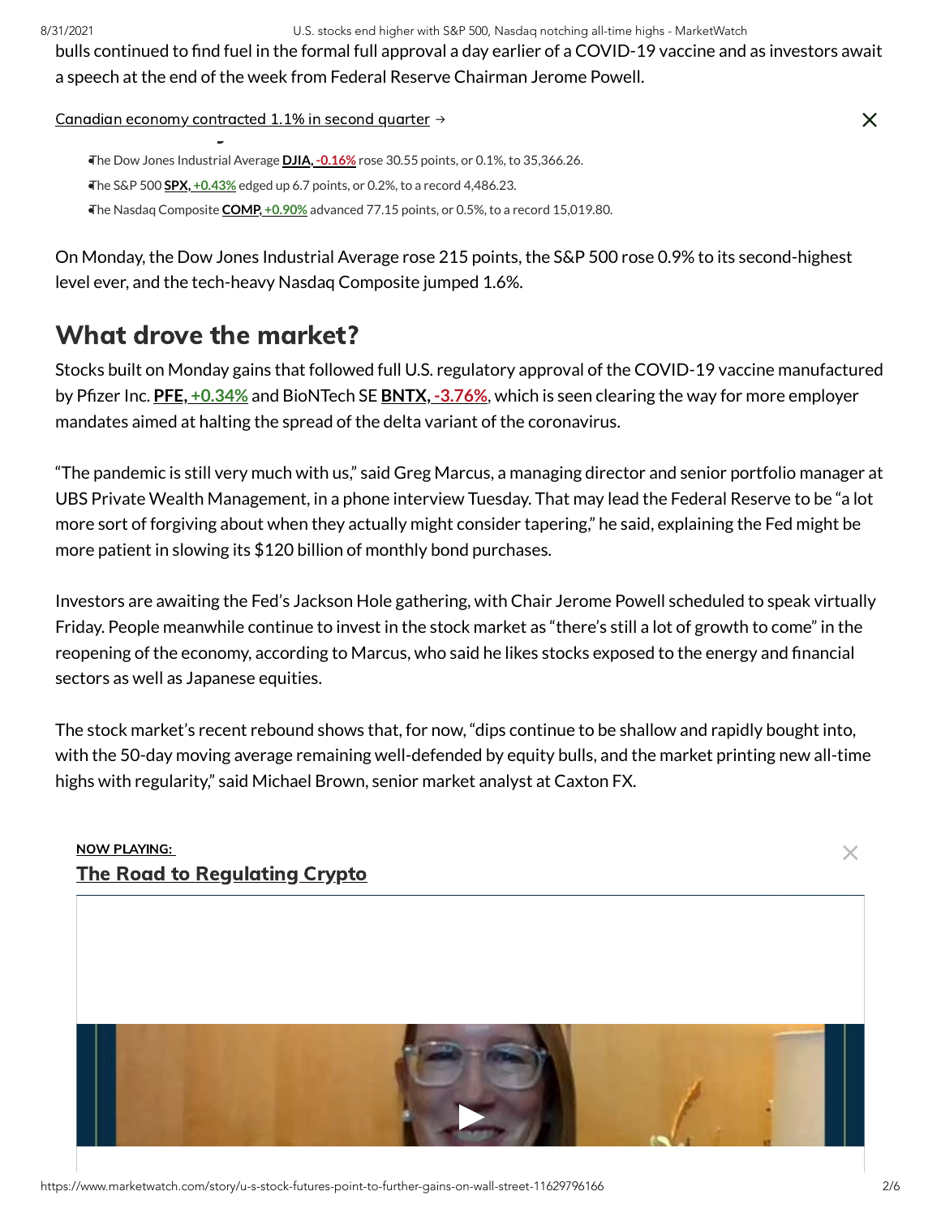bulls continued to find fuel in the formal full approval a day earlier of a COVID-19 vaccine and as investors await a speech at the end of the week from Federal Reserve Chairman Jerome Powell.

Canadian economy contracted 1.1% in second quarter →

- The Dow Jones Industrial Average **DJIA, -0.16%** rose 30.55 points, or 0.1%, to 35,366.26.
- The S&P 500 **SPX, +0.43%** edged up 6.7 points, or 0.2%, to a record 4,486.23.
- The Nasdaq Composite **COMP, +0.90%** advanced 77.15 points, or 0.5%, to a record 15,019.80.

On Monday, the Dow Jones Industrial Average rose 215 points, the S&P 500 rose 0.9% to its second-highest level ever, and the tech-heavy Nasdaq Composite jumped 1.6%.

## What drove the market?

Stocks built on Monday gains that followed full U.S. regulatory approval of the COVID-19 vaccine manufactured by Pfizer Inc. **PFE, +0.34%** and BioNTech SE **BNTX, -3.76%**, which is seen clearing the way for more employer mandates aimed at halting the spread of the delta variant of the coronavirus.

"The pandemic is still very much with us," said Greg Marcus, a managing director and senior portfolio manager at UBS Private Wealth Management, in a phone interview Tuesday. That may lead the Federal Reserve to be "a lot more sort of forgiving about when they actually might consider tapering," he said, explaining the Fed might be more patient in slowing its $120 billion of monthly bond purchases.

Investors are awaiting the Fed's Jackson Hole gathering, with Chair Jerome Powell scheduled to speak virtually Friday. People meanwhile continue to invest in the stock market as "there's still a lot of growth to come" in the reopening of the economy, according to Marcus, who said he likes stocks exposed to the energy and financial sectors as well as Japanese equities.

The stock market's recent rebound shows that, for now, "dips continue to be shallow and rapidly bought into, with the 50-day moving average remaining well-defended by equity bulls, and the market printing new all-time highs with regularity," said Michael Brown, senior market analyst at Caxton FX.

**NOW PLAYING:**
**The Road to Regulating Crypto**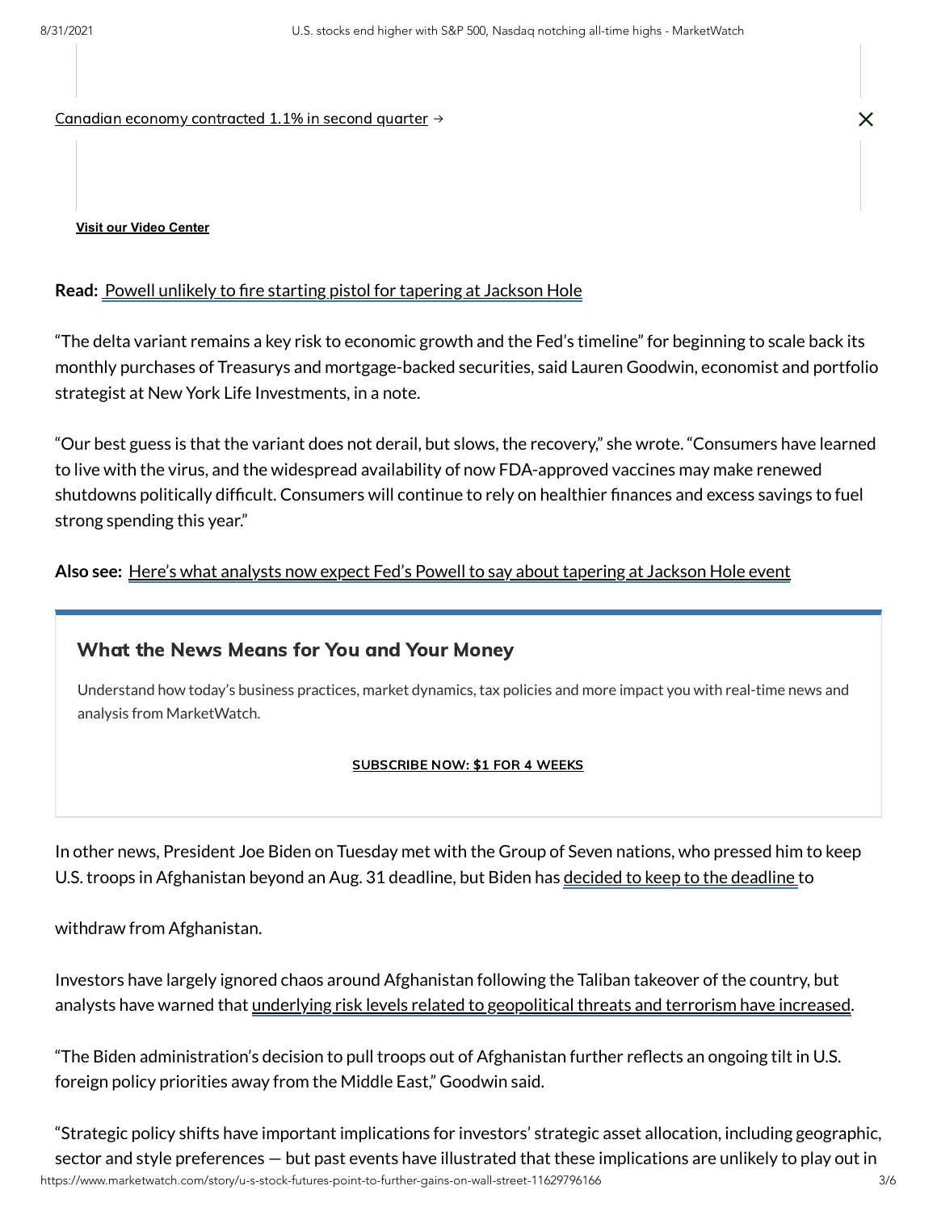Canadian economy contracted 1.1% in second quarter →

**Visit our Video Center**

**Read:** Powell unlikely to fire starting pistol for tapering at Jackson Hole

"The delta variant remains a key risk to economic growth and the Fed's timeline" for beginning to scale back its monthly purchases of Treasurys and mortgage-backed securities, said Lauren Goodwin, economist and portfolio strategist at New York Life Investments, in a note.

"Our best guess is that the variant does not derail, but slows, the recovery," she wrote. "Consumers have learned to live with the virus, and the widespread availability of now FDA-approved vaccines may make renewed shutdowns politically difficult. Consumers will continue to rely on healthier finances and excess savings to fuel strong spending this year."

**Also see:** Here's what analysts now expect Fed's Powell to say about tapering at Jackson Hole event

### What the News Means for You and Your Money

Understand how today's business practices, market dynamics, tax policies and more impact you with real-time news and analysis from MarketWatch.

**SUBSCRIBE NOW: $1 FOR 4 WEEKS**

In other news, President Joe Biden on Tuesday met with the Group of Seven nations, who pressed him to keep U.S. troops in Afghanistan beyond an Aug. 31 deadline, but Biden has decided to keep to the deadline to withdraw from Afghanistan.

Investors have largely ignored chaos around Afghanistan following the Taliban takeover of the country, but analysts have warned that underlying risk levels related to geopolitical threats and terrorism have increased.

"The Biden administration's decision to pull troops out of Afghanistan further reflects an ongoing tilt in U.S. foreign policy priorities away from the Middle East," Goodwin said.

"Strategic policy shifts have important implications for investors' strategic asset allocation, including geographic, sector and style preferences — but past events have illustrated that these implications are unlikely to play out in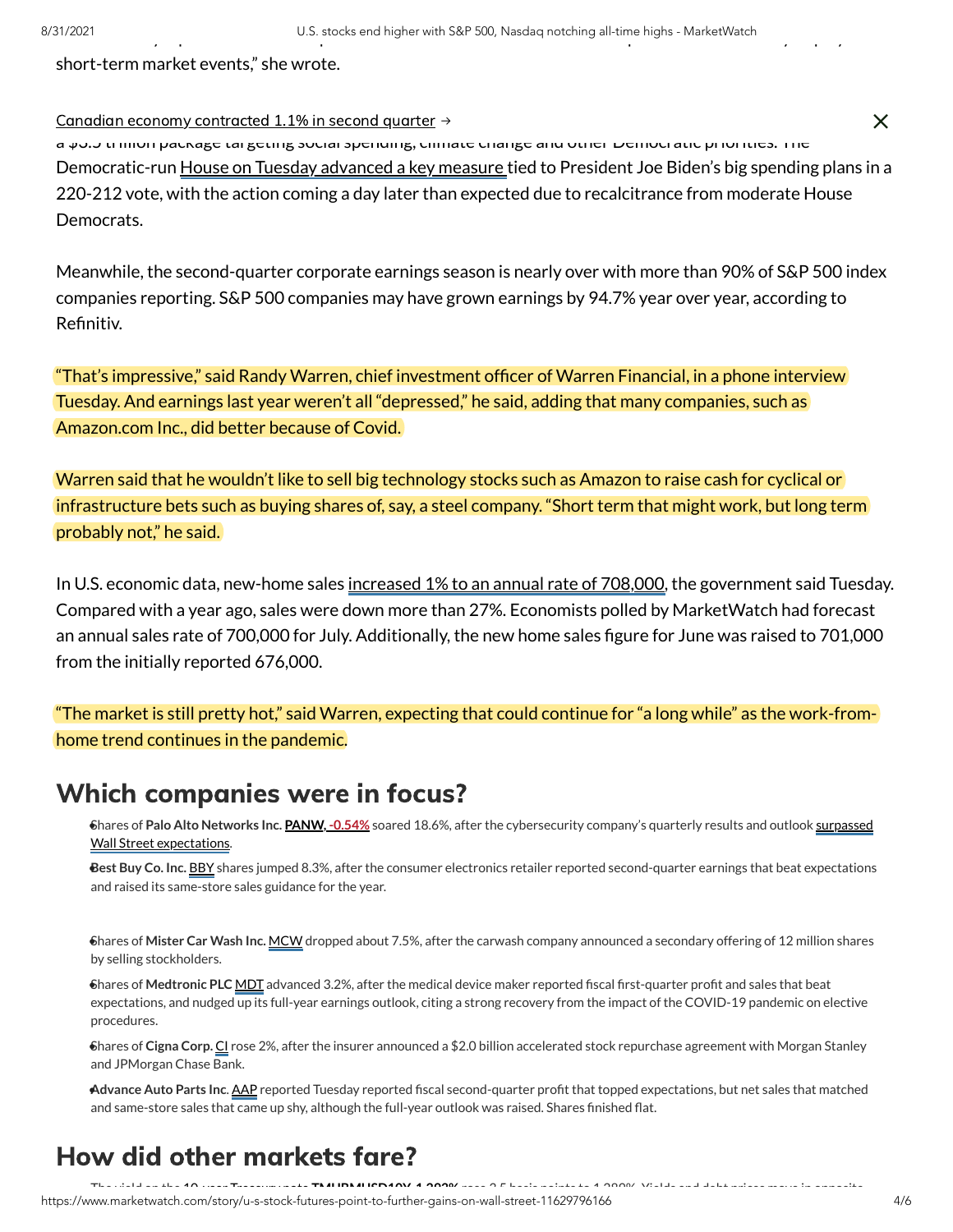short-term market events," she wrote.

Canadian economy contracted 1.1% in second quarter →

a $3.5 trillion package targeting social spending, climate change and other Democratic priorities. The Democratic-run House on Tuesday advanced a key measure tied to President Joe Biden's big spending plans in a 220-212 vote, with the action coming a day later than expected due to recalcitrance from moderate House Democrats.

Meanwhile, the second-quarter corporate earnings season is nearly over with more than 90% of S&P 500 index companies reporting. S&P 500 companies may have grown earnings by 94.7% year over year, according to Refinitiv.

"That's impressive," said Randy Warren, chief investment officer of Warren Financial, in a phone interview Tuesday. And earnings last year weren't all "depressed," he said, adding that many companies, such as Amazon.com Inc., did better because of Covid.

Warren said that he wouldn't like to sell big technology stocks such as Amazon to raise cash for cyclical or infrastructure bets such as buying shares of, say, a steel company. "Short term that might work, but long term probably not," he said.

In U.S. economic data, new-home sales increased 1% to an annual rate of 708,000, the government said Tuesday. Compared with a year ago, sales were down more than 27%. Economists polled by MarketWatch had forecast an annual sales rate of 700,000 for July. Additionally, the new home sales figure for June was raised to 701,000 from the initially reported 676,000.

"The market is still pretty hot," said Warren, expecting that could continue for "a long while" as the work-from-home trend continues in the pandemic.

## Which companies were in focus?

- Shares of **Palo Alto Networks Inc.** PANW, -0.54% soared 18.6%, after the cybersecurity company's quarterly results and outlook surpassed Wall Street expectations.
- **Best Buy Co. Inc.** BBY shares jumped 8.3%, after the consumer electronics retailer reported second-quarter earnings that beat expectations and raised its same-store sales guidance for the year.
- Shares of **Mister Car Wash Inc.** MCW dropped about 7.5%, after the carwash company announced a secondary offering of 12 million shares by selling stockholders.
- Shares of **Medtronic PLC** MDT advanced 3.2%, after the medical device maker reported fiscal first-quarter profit and sales that beat expectations, and nudged up its full-year earnings outlook, citing a strong recovery from the impact of the COVID-19 pandemic on elective procedures.
- Shares of **Cigna Corp.** CI rose 2%, after the insurer announced a $2.0 billion accelerated stock repurchase agreement with Morgan Stanley and JPMorgan Chase Bank.
- **Advance Auto Parts Inc**. AAP reported Tuesday reported fiscal second-quarter profit that topped expectations, but net sales that matched and same-store sales that came up shy, although the full-year outlook was raised. Shares finished flat.

## How did other markets fare?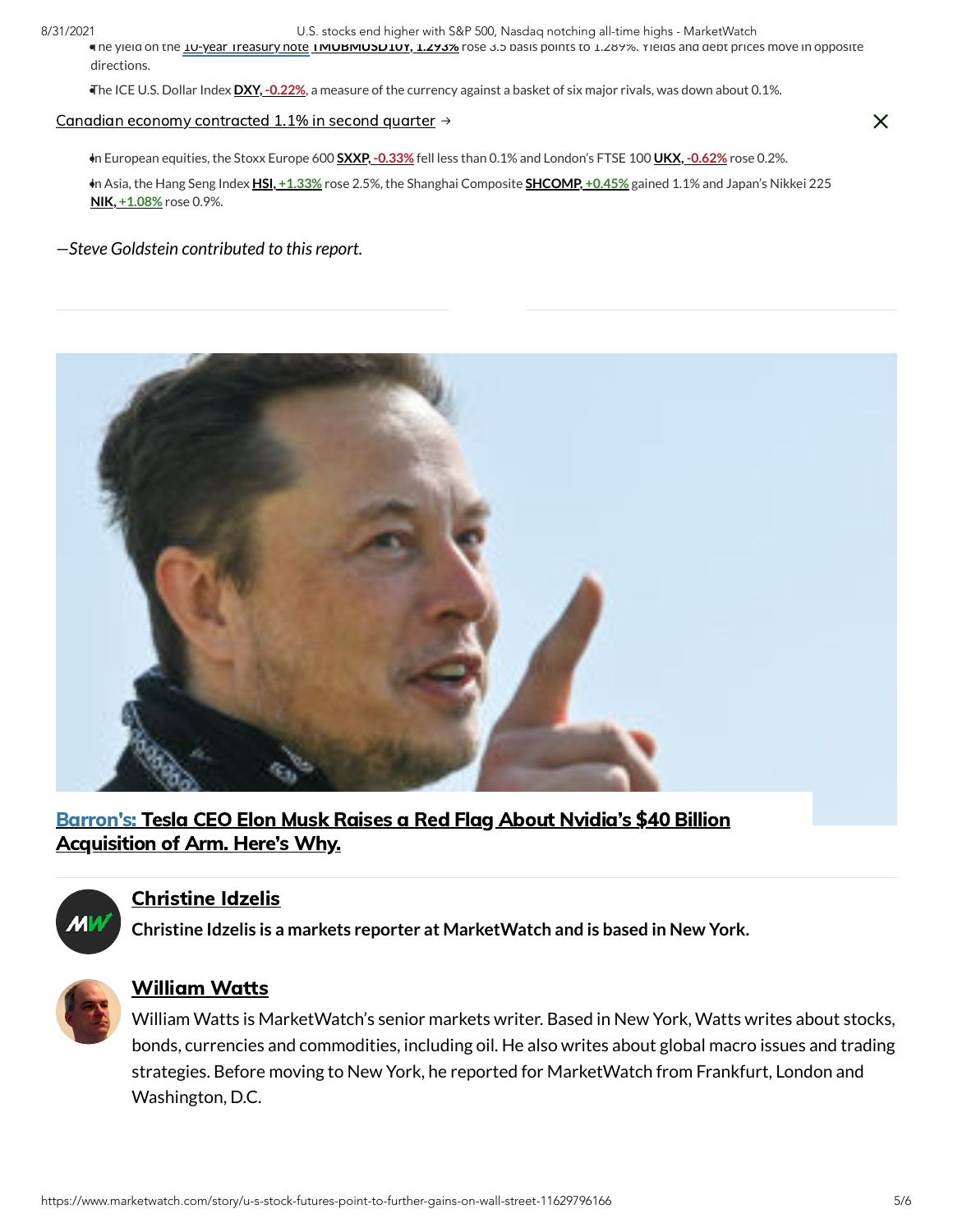- The yield on the 10-year Treasury note TMUBMUSD10Y, 1.293% rose 3.5 basis points to 1.289%. Yields and debt prices move in opposite directions.
- The ICE U.S. Dollar Index DXY, -0.22%, a measure of the currency against a basket of six major rivals, was down about 0.1%.

Canadian economy contracted 1.1% in second quarter →

- In European equities, the Stoxx Europe 600 SXXP, -0.33% fell less than 0.1% and London's FTSE 100 UKX, -0.62% rose 0.2%.
- In Asia, the Hang Seng Index HSI, +1.33% rose 2.5%, the Shanghai Composite SHCOMP, +0.45% gained 1.1% and Japan's Nikkei 225 NIK, +1.08% rose 0.9%.

*—Steve Goldstein contributed to this report.*

**Barron's: Tesla CEO Elon Musk Raises a Red Flag About Nvidia's $40 Billion Acquisition of Arm. Here's Why.**

**Christine Idzelis**

**Christine Idzelis is a markets reporter at MarketWatch and is based in New York.**

**William Watts**

William Watts is MarketWatch's senior markets writer. Based in New York, Watts writes about stocks, bonds, currencies and commodities, including oil. He also writes about global macro issues and trading strategies. Before moving to New York, he reported for MarketWatch from Frankfurt, London and Washington, D.C.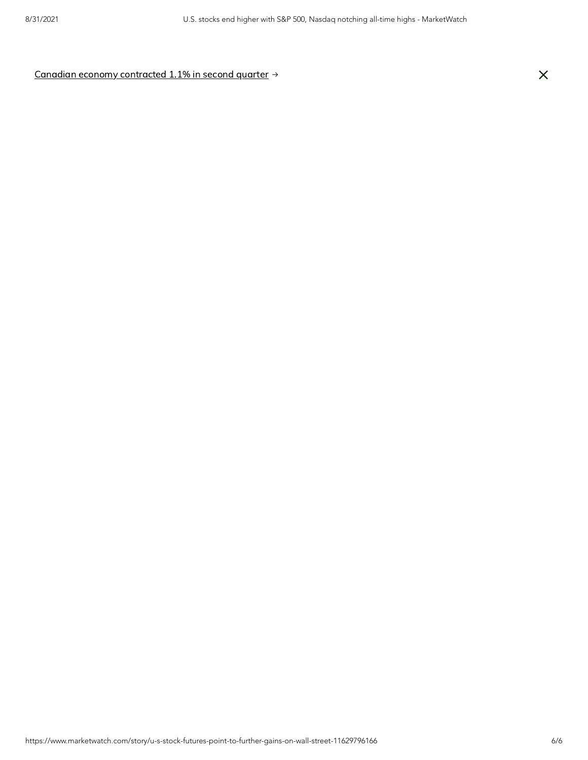Canadian economy contracted 1.1% in second quarter →